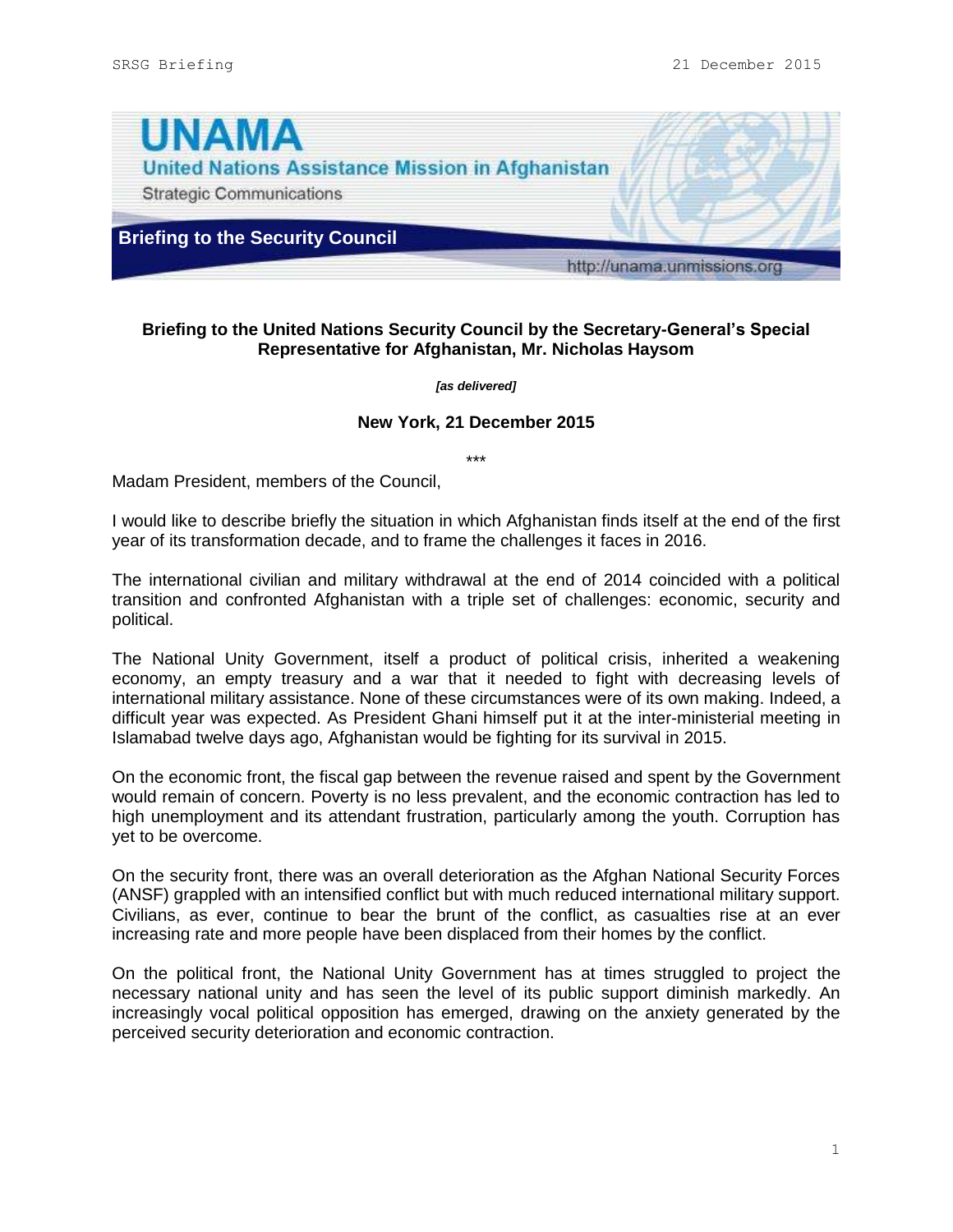**UNAMA**

**United Nations Assistance Mission in Afghanistan**

Strategic Communications

**Briefing to the Security Council**

http://unama.unmissions.org

## Briefing to the United Nations Security Council by the Secretary-General's Special Representative for Afghanistan, Mr. Nicholas Haysom

***[as delivered]***

### New York, 21 December 2015

***

Madam President, members of the Council,

I would like to describe briefly the situation in which Afghanistan finds itself at the end of the first year of its transformation decade, and to frame the challenges it faces in 2016.

The international civilian and military withdrawal at the end of 2014 coincided with a political transition and confronted Afghanistan with a triple set of challenges: economic, security and political.

The National Unity Government, itself a product of political crisis, inherited a weakening economy, an empty treasury and a war that it needed to fight with decreasing levels of international military assistance. None of these circumstances were of its own making. Indeed, a difficult year was expected. As President Ghani himself put it at the inter-ministerial meeting in Islamabad twelve days ago, Afghanistan would be fighting for its survival in 2015.

On the economic front, the fiscal gap between the revenue raised and spent by the Government would remain of concern. Poverty is no less prevalent, and the economic contraction has led to high unemployment and its attendant frustration, particularly among the youth. Corruption has yet to be overcome.

On the security front, there was an overall deterioration as the Afghan National Security Forces (ANSF) grappled with an intensified conflict but with much reduced international military support. Civilians, as ever, continue to bear the brunt of the conflict, as casualties rise at an ever increasing rate and more people have been displaced from their homes by the conflict.

On the political front, the National Unity Government has at times struggled to project the necessary national unity and has seen the level of its public support diminish markedly. An increasingly vocal political opposition has emerged, drawing on the anxiety generated by the perceived security deterioration and economic contraction.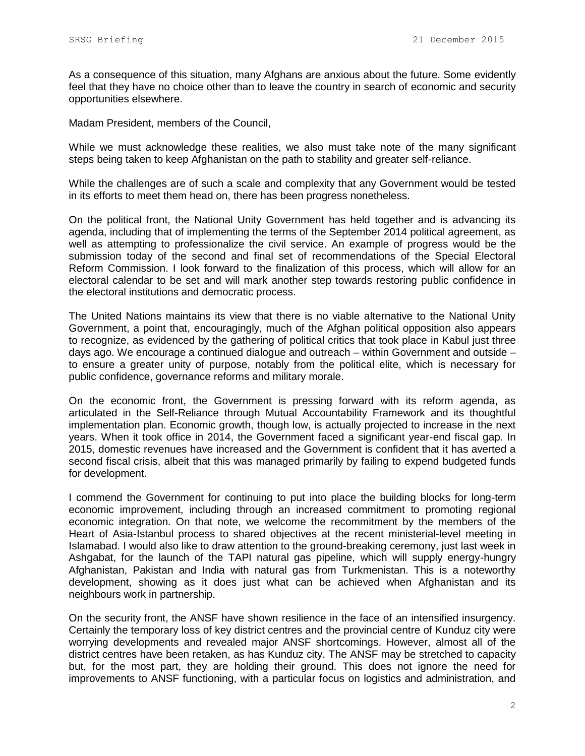As a consequence of this situation, many Afghans are anxious about the future. Some evidently feel that they have no choice other than to leave the country in search of economic and security opportunities elsewhere.

Madam President, members of the Council,

While we must acknowledge these realities, we also must take note of the many significant steps being taken to keep Afghanistan on the path to stability and greater self-reliance.

While the challenges are of such a scale and complexity that any Government would be tested in its efforts to meet them head on, there has been progress nonetheless.

On the political front, the National Unity Government has held together and is advancing its agenda, including that of implementing the terms of the September 2014 political agreement, as well as attempting to professionalize the civil service. An example of progress would be the submission today of the second and final set of recommendations of the Special Electoral Reform Commission. I look forward to the finalization of this process, which will allow for an electoral calendar to be set and will mark another step towards restoring public confidence in the electoral institutions and democratic process.

The United Nations maintains its view that there is no viable alternative to the National Unity Government, a point that, encouragingly, much of the Afghan political opposition also appears to recognize, as evidenced by the gathering of political critics that took place in Kabul just three days ago. We encourage a continued dialogue and outreach – within Government and outside – to ensure a greater unity of purpose, notably from the political elite, which is necessary for public confidence, governance reforms and military morale.

On the economic front, the Government is pressing forward with its reform agenda, as articulated in the Self-Reliance through Mutual Accountability Framework and its thoughtful implementation plan. Economic growth, though low, is actually projected to increase in the next years. When it took office in 2014, the Government faced a significant year-end fiscal gap. In 2015, domestic revenues have increased and the Government is confident that it has averted a second fiscal crisis, albeit that this was managed primarily by failing to expend budgeted funds for development.

I commend the Government for continuing to put into place the building blocks for long-term economic improvement, including through an increased commitment to promoting regional economic integration. On that note, we welcome the recommitment by the members of the Heart of Asia-Istanbul process to shared objectives at the recent ministerial-level meeting in Islamabad. I would also like to draw attention to the ground-breaking ceremony, just last week in Ashgabat, for the launch of the TAPI natural gas pipeline, which will supply energy-hungry Afghanistan, Pakistan and India with natural gas from Turkmenistan. This is a noteworthy development, showing as it does just what can be achieved when Afghanistan and its neighbours work in partnership.

On the security front, the ANSF have shown resilience in the face of an intensified insurgency. Certainly the temporary loss of key district centres and the provincial centre of Kunduz city were worrying developments and revealed major ANSF shortcomings. However, almost all of the district centres have been retaken, as has Kunduz city. The ANSF may be stretched to capacity but, for the most part, they are holding their ground. This does not ignore the need for improvements to ANSF functioning, with a particular focus on logistics and administration, and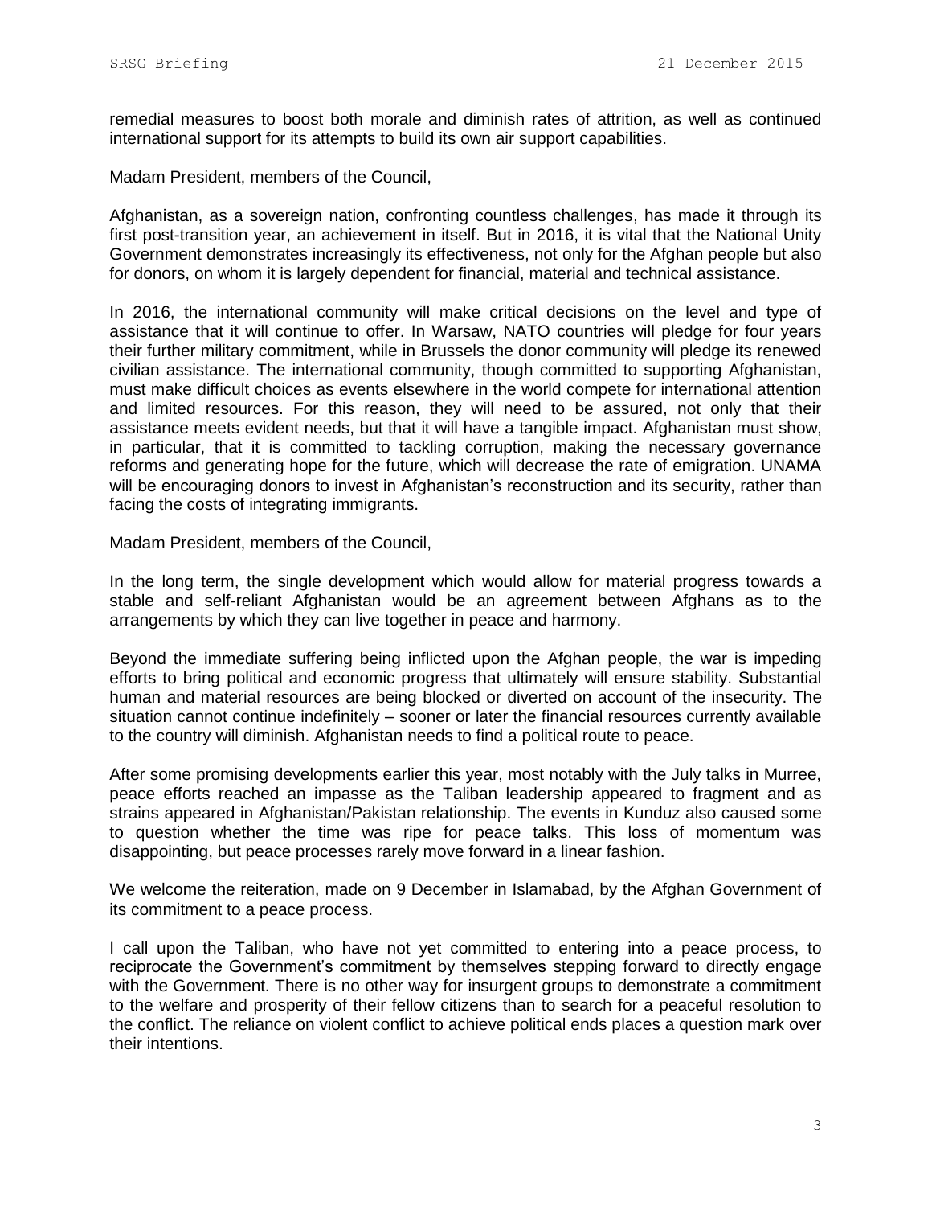remedial measures to boost both morale and diminish rates of attrition, as well as continued international support for its attempts to build its own air support capabilities.

Madam President, members of the Council,

Afghanistan, as a sovereign nation, confronting countless challenges, has made it through its first post-transition year, an achievement in itself. But in 2016, it is vital that the National Unity Government demonstrates increasingly its effectiveness, not only for the Afghan people but also for donors, on whom it is largely dependent for financial, material and technical assistance.

In 2016, the international community will make critical decisions on the level and type of assistance that it will continue to offer. In Warsaw, NATO countries will pledge for four years their further military commitment, while in Brussels the donor community will pledge its renewed civilian assistance. The international community, though committed to supporting Afghanistan, must make difficult choices as events elsewhere in the world compete for international attention and limited resources. For this reason, they will need to be assured, not only that their assistance meets evident needs, but that it will have a tangible impact. Afghanistan must show, in particular, that it is committed to tackling corruption, making the necessary governance reforms and generating hope for the future, which will decrease the rate of emigration. UNAMA will be encouraging donors to invest in Afghanistan's reconstruction and its security, rather than facing the costs of integrating immigrants.

Madam President, members of the Council,

In the long term, the single development which would allow for material progress towards a stable and self-reliant Afghanistan would be an agreement between Afghans as to the arrangements by which they can live together in peace and harmony.

Beyond the immediate suffering being inflicted upon the Afghan people, the war is impeding efforts to bring political and economic progress that ultimately will ensure stability. Substantial human and material resources are being blocked or diverted on account of the insecurity. The situation cannot continue indefinitely – sooner or later the financial resources currently available to the country will diminish. Afghanistan needs to find a political route to peace.

After some promising developments earlier this year, most notably with the July talks in Murree, peace efforts reached an impasse as the Taliban leadership appeared to fragment and as strains appeared in Afghanistan/Pakistan relationship. The events in Kunduz also caused some to question whether the time was ripe for peace talks. This loss of momentum was disappointing, but peace processes rarely move forward in a linear fashion.

We welcome the reiteration, made on 9 December in Islamabad, by the Afghan Government of its commitment to a peace process.

I call upon the Taliban, who have not yet committed to entering into a peace process, to reciprocate the Government's commitment by themselves stepping forward to directly engage with the Government. There is no other way for insurgent groups to demonstrate a commitment to the welfare and prosperity of their fellow citizens than to search for a peaceful resolution to the conflict. The reliance on violent conflict to achieve political ends places a question mark over their intentions.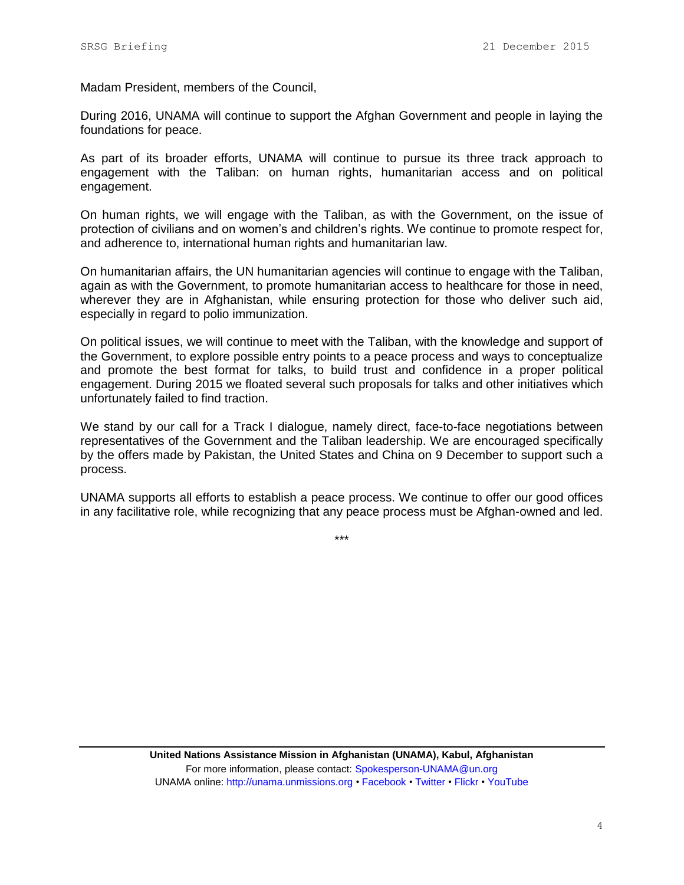Madam President, members of the Council,

During 2016, UNAMA will continue to support the Afghan Government and people in laying the foundations for peace.

As part of its broader efforts, UNAMA will continue to pursue its three track approach to engagement with the Taliban: on human rights, humanitarian access and on political engagement.

On human rights, we will engage with the Taliban, as with the Government, on the issue of protection of civilians and on women's and children's rights. We continue to promote respect for, and adherence to, international human rights and humanitarian law.

On humanitarian affairs, the UN humanitarian agencies will continue to engage with the Taliban, again as with the Government, to promote humanitarian access to healthcare for those in need, wherever they are in Afghanistan, while ensuring protection for those who deliver such aid, especially in regard to polio immunization.

On political issues, we will continue to meet with the Taliban, with the knowledge and support of the Government, to explore possible entry points to a peace process and ways to conceptualize and promote the best format for talks, to build trust and confidence in a proper political engagement. During 2015 we floated several such proposals for talks and other initiatives which unfortunately failed to find traction.

We stand by our call for a Track I dialogue, namely direct, face-to-face negotiations between representatives of the Government and the Taliban leadership. We are encouraged specifically by the offers made by Pakistan, the United States and China on 9 December to support such a process.

UNAMA supports all efforts to establish a peace process. We continue to offer our good offices in any facilitative role, while recognizing that any peace process must be Afghan-owned and led.

\*\*\*

**United Nations Assistance Mission in Afghanistan (UNAMA), Kabul, Afghanistan**
For more information, please contact: Spokesperson-UNAMA@un.org
UNAMA online: http://unama.unmissions.org • Facebook • Twitter • Flickr • YouTube